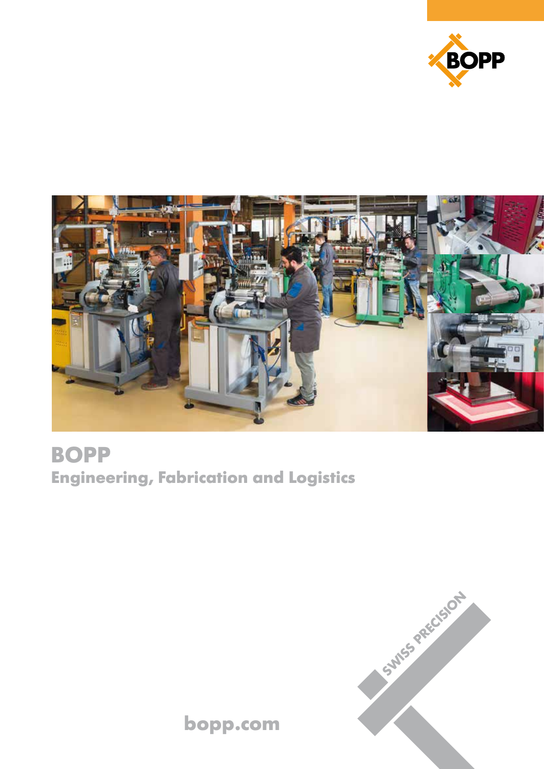# BOPP

## Engineering, Fabrication and Logistics

SWISS PRECISION

bopp.com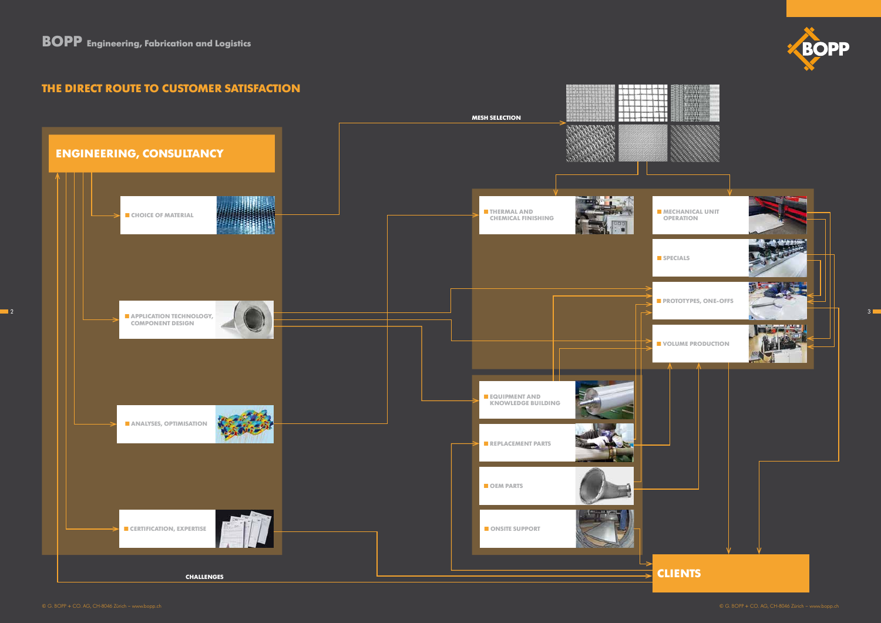## THE DIRECT ROUTE TO CUSTOMER SATISFACTION

### ENGINEERING, CONSULTANCY

- CHOICE OF MATERIAL
- APPLICATION TECHNOLOGY, COMPONENT DESIGN
- ANALYSES, OPTIMISATION
- CERTIFICATION, EXPERTISE

MESH SELECTION

- THERMAL AND CHEMICAL FINISHING
- MECHANICAL UNIT OPERATION
- SPECIALS
- PROTOTYPES, ONE-OFFS
- VOLUME PRODUCTION

- EQUIPMENT AND KNOWLEDGE BUILDING
- REPLACEMENT PARTS
- OEM PARTS
- ONSITE SUPPORT

CHALLENGES

### CLIENTS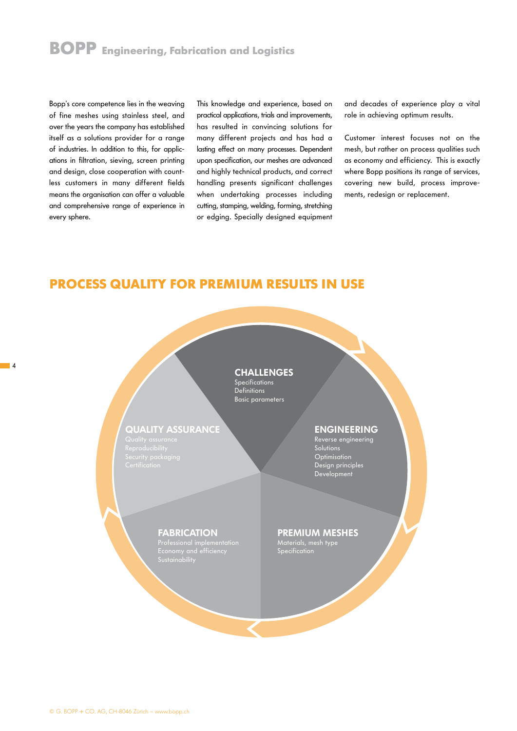# BOPP Engineering, Fabrication and Logistics

Bopp's core competence lies in the weaving of fine meshes using stainless steel, and over the years the company has established itself as a solutions provider for a range of industries. In addition to this, for applications in filtration, sieving, screen printing and design, close cooperation with countless customers in many different fields means the organisation can offer a valuable and comprehensive range of experience in every sphere.

This knowledge and experience, based on practical applications, trials and improvements, has resulted in convincing solutions for many different projects and has had a lasting effect on many processes. Dependent upon specification, our meshes are advanced and highly technical products, and correct handling presents significant challenges when undertaking processes including cutting, stamping, welding, forming, stretching or edging. Specially designed equipment and decades of experience play a vital role in achieving optimum results.

Customer interest focuses not on the mesh, but rather on process qualities such as economy and efficiency. This is exactly where Bopp positions its range of services, covering new build, process improvements, redesign or replacement.

## PROCESS QUALITY FOR PREMIUM RESULTS IN USE

**CHALLENGES**
Specifications
Definitions
Basic parameters

**ENGINEERING**
Reverse engineering
Solutions
Optimisation
Design principles
Development

**PREMIUM MESHES**
Materials, mesh type
Specification

**FABRICATION**
Professional implementation
Economy and efficiency
Sustainability

**QUALITY ASSURANCE**
Quality assurance
Reproducibility
Security packaging
Certification

© G. BOPP + CO. AG, CH-8046 Zürich – www.bopp.ch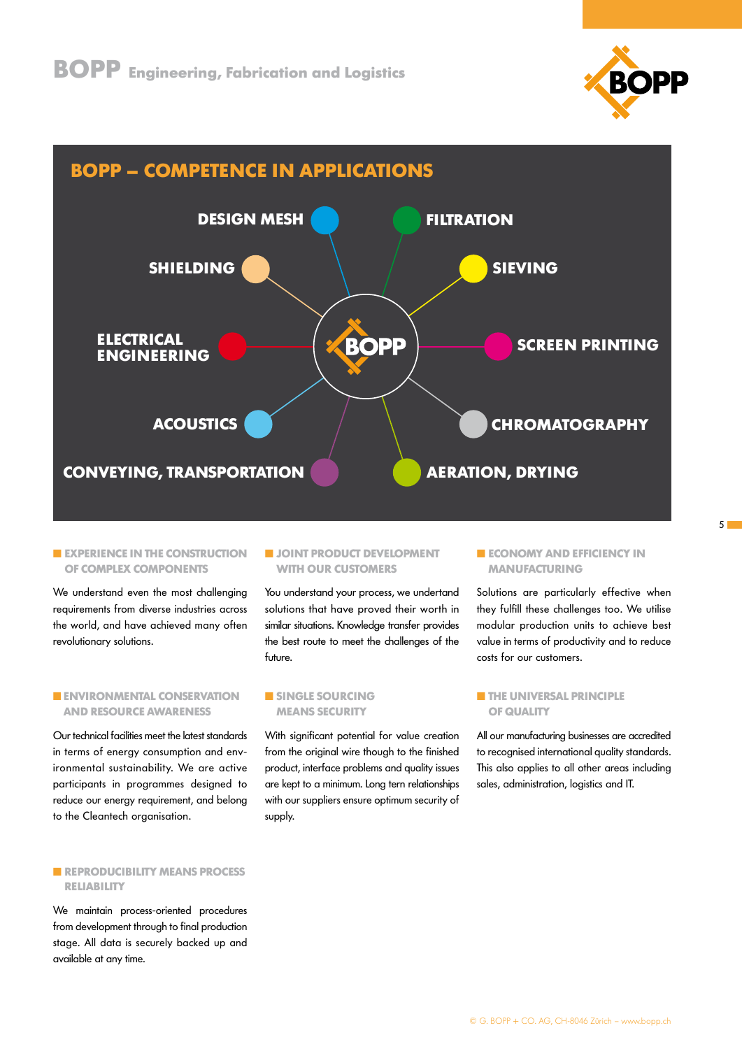## BOPP – COMPETENCE IN APPLICATIONS

- DESIGN MESH
- FILTRATION
- SHIELDING
- SIEVING
- ELECTRICAL ENGINEERING
- SCREEN PRINTING
- ACOUSTICS
- CHROMATOGRAPHY
- CONVEYING, TRANSPORTATION
- AERATION, DRYING

### EXPERIENCE IN THE CONSTRUCTION OF COMPLEX COMPONENTS

We understand even the most challenging requirements from diverse industries across the world, and have achieved many often revolutionary solutions.

### JOINT PRODUCT DEVELOPMENT WITH OUR CUSTOMERS

You understand your process, we undertand solutions that have proved their worth in similar situations. Knowledge transfer provides the best route to meet the challenges of the future.

### ECONOMY AND EFFICIENCY IN MANUFACTURING

Solutions are particularly effective when they fulfill these challenges too. We utilise modular production units to achieve best value in terms of productivity and to reduce costs for our customers.

### ENVIRONMENTAL CONSERVATION AND RESOURCE AWARENESS

Our technical facilities meet the latest standards in terms of energy consumption and environmental sustainability. We are active participants in programmes designed to reduce our energy requirement, and belong to the Cleantech organisation.

### SINGLE SOURCING MEANS SECURITY

With significant potential for value creation from the original wire though to the finished product, interface problems and quality issues are kept to a minimum. Long tern relationships with our suppliers ensure optimum security of supply.

### THE UNIVERSAL PRINCIPLE OF QUALITY

All our manufacturing businesses are accredited to recognised international quality standards. This also applies to all other areas including sales, administration, logistics and IT.

### REPRODUCIBILITY MEANS PROCESS RELIABILITY

We maintain process-oriented procedures from development through to final production stage. All data is securely backed up and available at any time.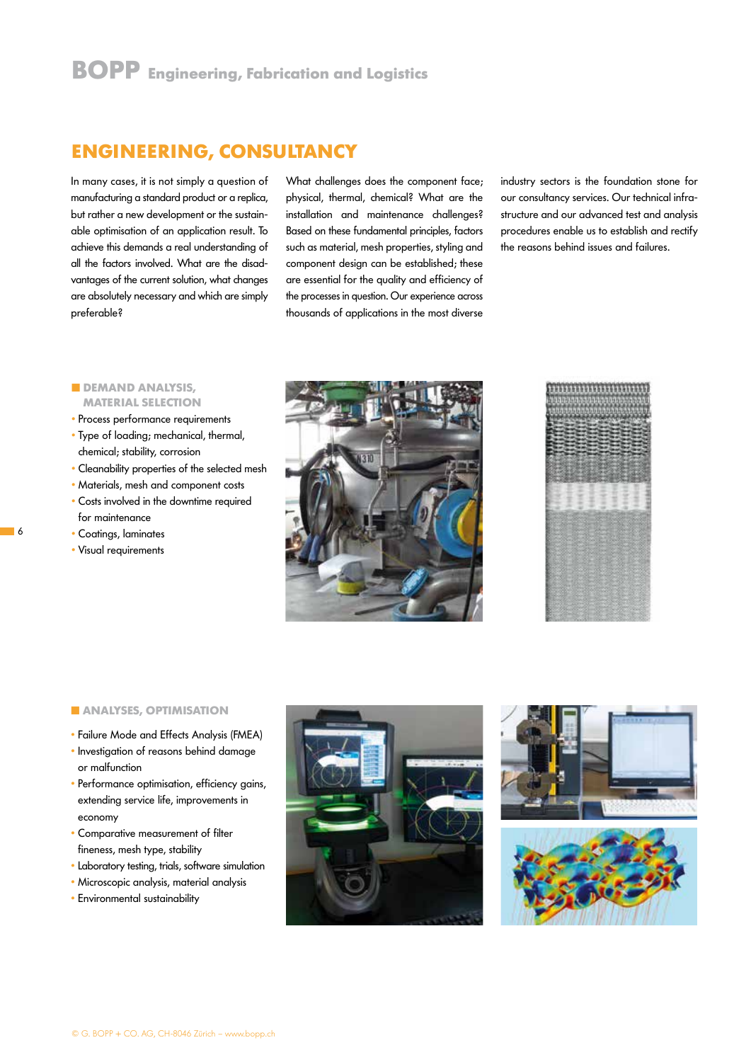# ENGINEERING, CONSULTANCY

In many cases, it is not simply a question of manufacturing a standard product or a replica, but rather a new development or the sustainable optimisation of an application result. To achieve this demands a real understanding of all the factors involved. What are the disadvantages of the current solution, what changes are absolutely necessary and which are simply preferable? What challenges does the component face; physical, thermal, chemical? What are the installation and maintenance challenges? Based on these fundamental principles, factors such as material, mesh properties, styling and component design can be established; these are essential for the quality and efficiency of the processes in question. Our experience across thousands of applications in the most diverse industry sectors is the foundation stone for our consultancy services. Our technical infrastructure and our advanced test and analysis procedures enable us to establish and rectify the reasons behind issues and failures.

## DEMAND ANALYSIS, MATERIAL SELECTION

- Process performance requirements
- Type of loading; mechanical, thermal, chemical; stability, corrosion
- Cleanability properties of the selected mesh
- Materials, mesh and component costs
- Costs involved in the downtime required for maintenance
- Coatings, laminates
- Visual requirements

## ANALYSES, OPTIMISATION

- Failure Mode and Effects Analysis (FMEA)
- Investigation of reasons behind damage or malfunction
- Performance optimisation, efficiency gains, extending service life, improvements in economy
- Comparative measurement of filter fineness, mesh type, stability
- Laboratory testing, trials, software simulation
- Microscopic analysis, material analysis
- Environmental sustainability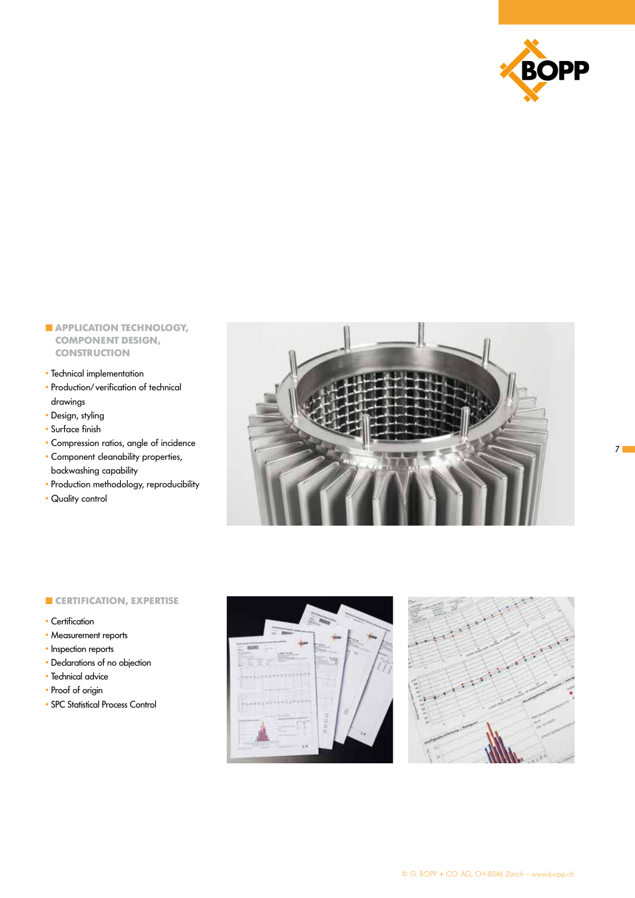## APPLICATION TECHNOLOGY, COMPONENT DESIGN, CONSTRUCTION

- Technical implementation
- Production/ verification of technical drawings
- Design, styling
- Surface finish
- Compression ratios, angle of incidence
- Component cleanability properties, backwashing capability
- Production methodology, reproducibility
- Quality control

## CERTIFICATION, EXPERTISE

- Certification
- Measurement reports
- Inspection reports
- Declarations of no objection
- Technical advice
- Proof of origin
- SPC Statistical Process Control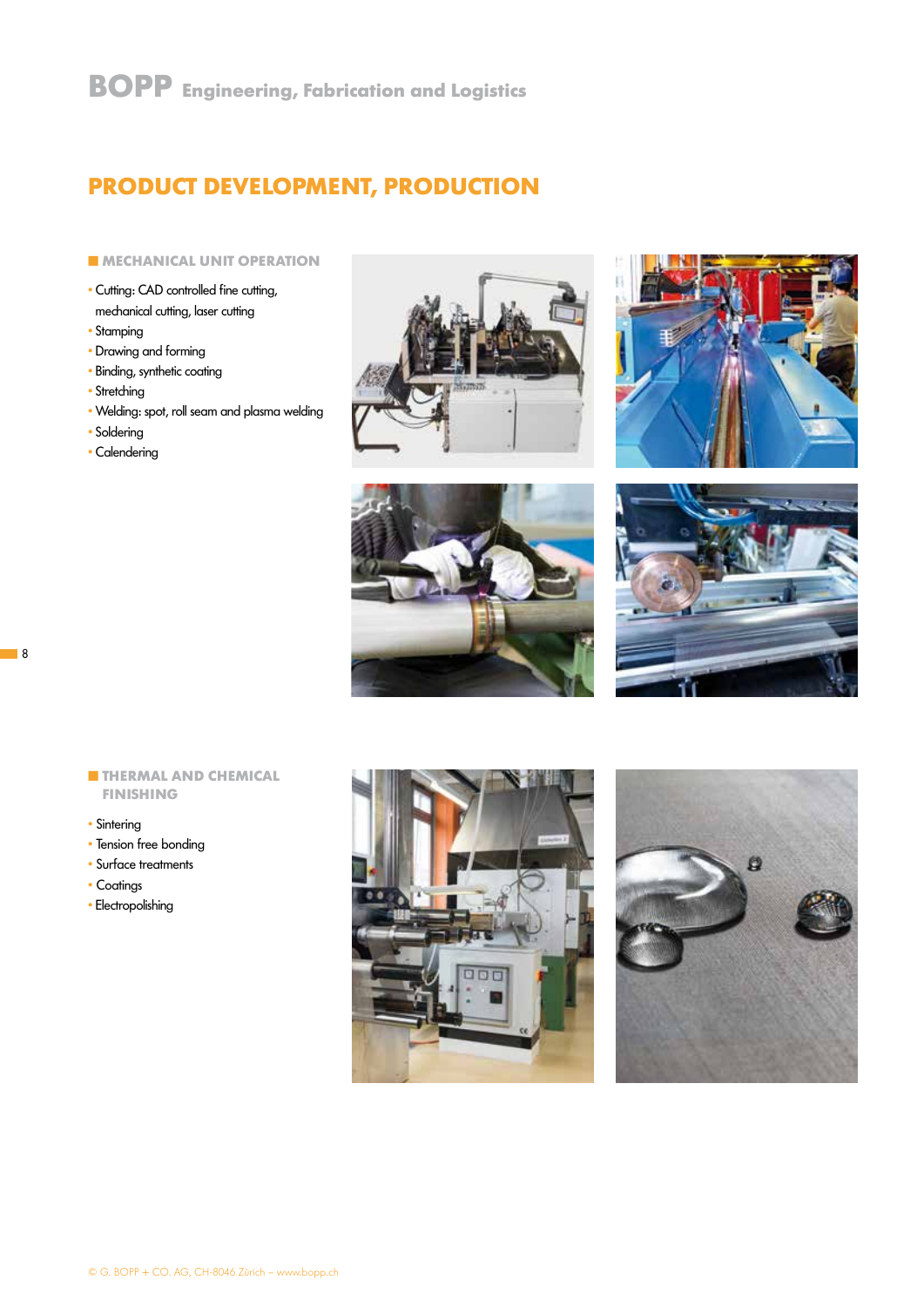# PRODUCT DEVELOPMENT, PRODUCTION

## MECHANICAL UNIT OPERATION

- Cutting: CAD controlled fine cutting, mechanical cutting, laser cutting
- Stamping
- Drawing and forming
- Binding, synthetic coating
- Stretching
- Welding: spot, roll seam and plasma welding
- Soldering
- Calendering

## THERMAL AND CHEMICAL FINISHING

- Sintering
- Tension free bonding
- Surface treatments
- Coatings
- Electropolishing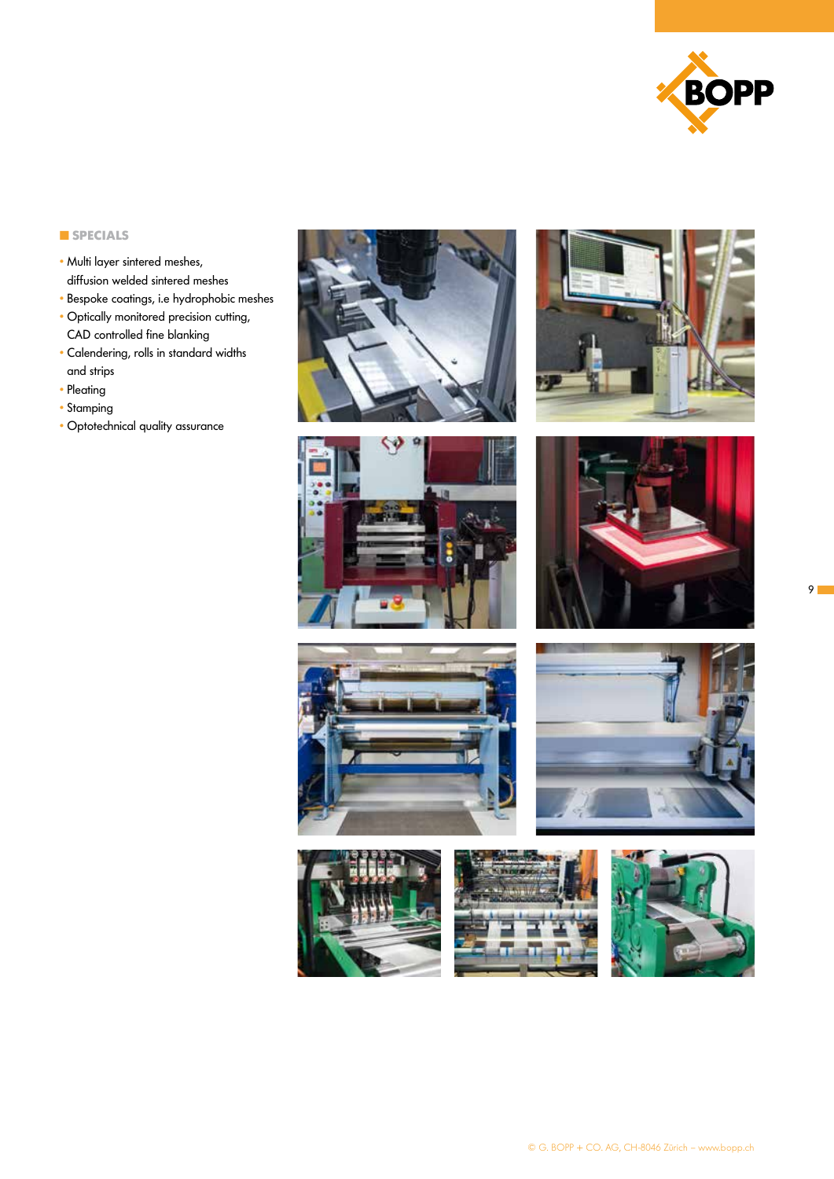## SPECIALS

- Multi layer sintered meshes, diffusion welded sintered meshes
- Bespoke coatings, i.e hydrophobic meshes
- Optically monitored precision cutting, CAD controlled fine blanking
- Calendering, rolls in standard widths and strips
- Pleating
- Stamping
- Optotechnical quality assurance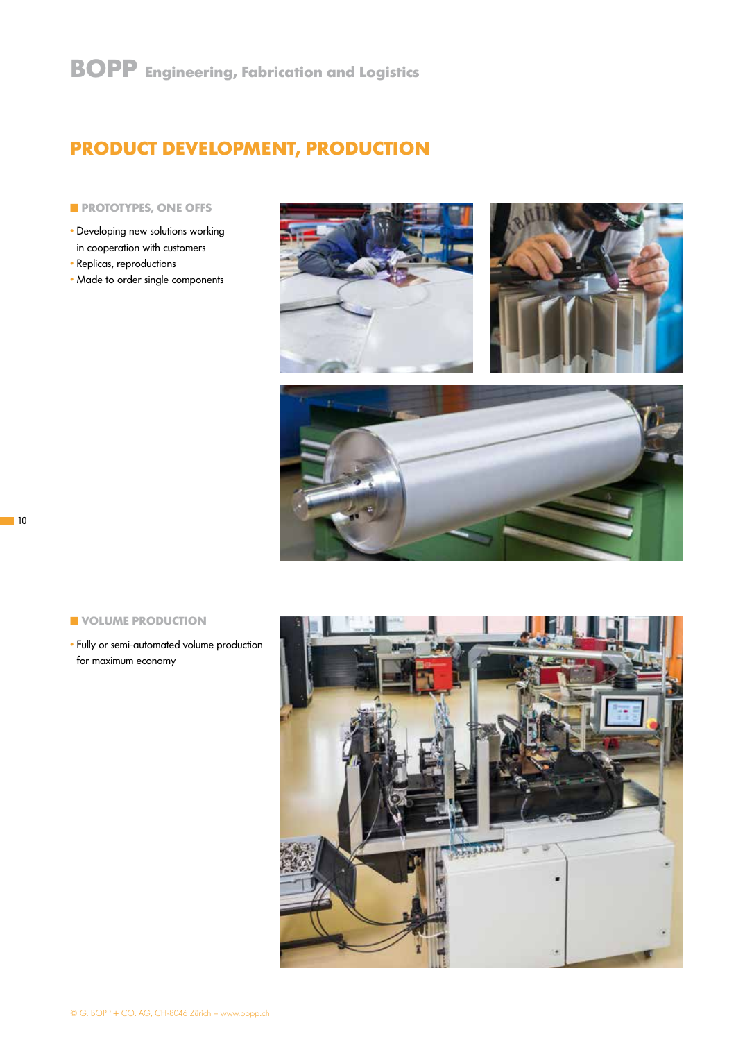## PRODUCT DEVELOPMENT, PRODUCTION

### PROTOTYPES, ONE OFFS

- Developing new solutions working in cooperation with customers
- Replicas, reproductions
- Made to order single components

### VOLUME PRODUCTION

- Fully or semi-automated volume production for maximum economy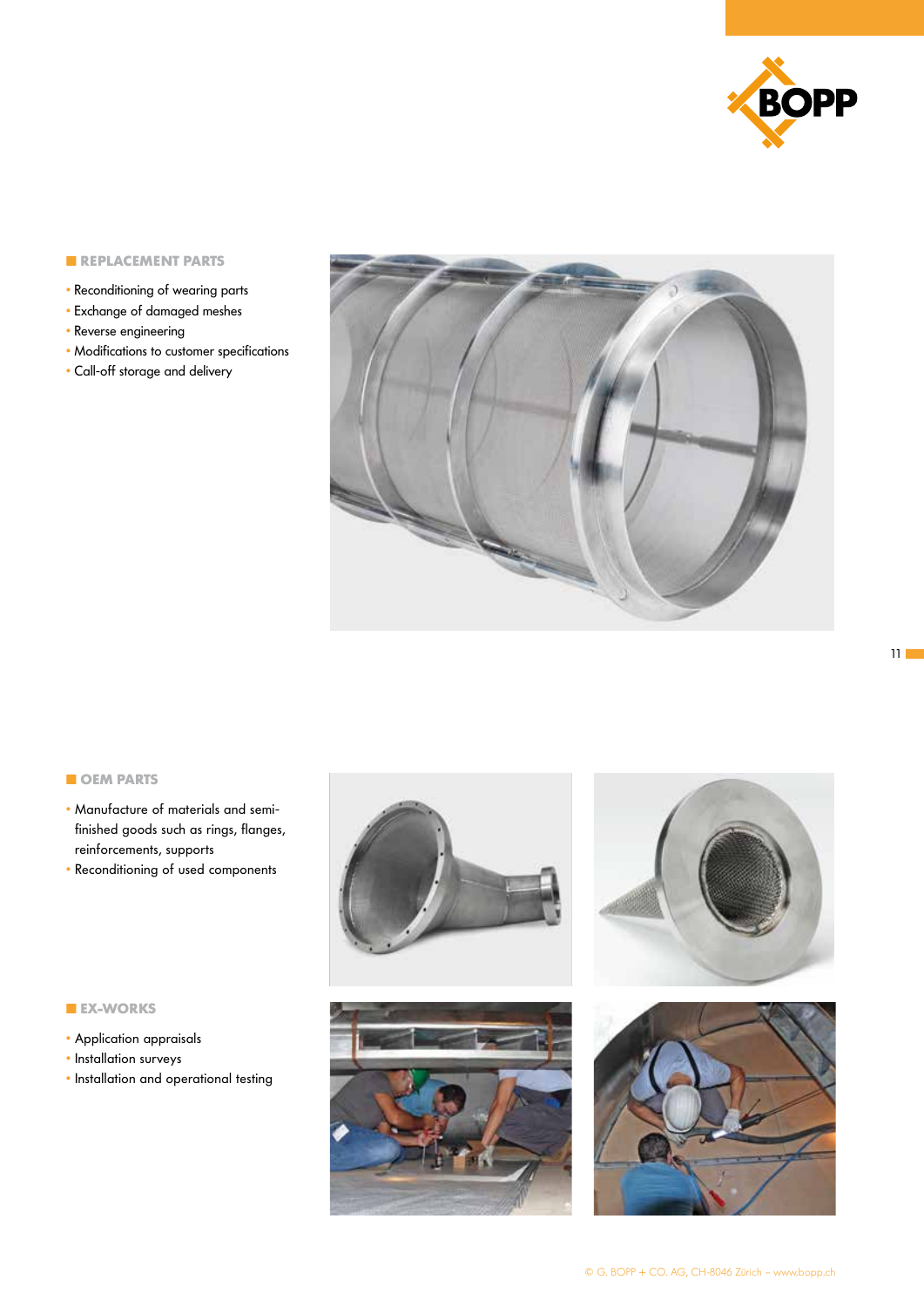## REPLACEMENT PARTS

- Reconditioning of wearing parts
- Exchange of damaged meshes
- Reverse engineering
- Modifications to customer specifications
- Call-off storage and delivery

## OEM PARTS

- Manufacture of materials and semi-finished goods such as rings, flanges, reinforcements, supports
- Reconditioning of used components

## EX-WORKS

- Application appraisals
- Installation surveys
- Installation and operational testing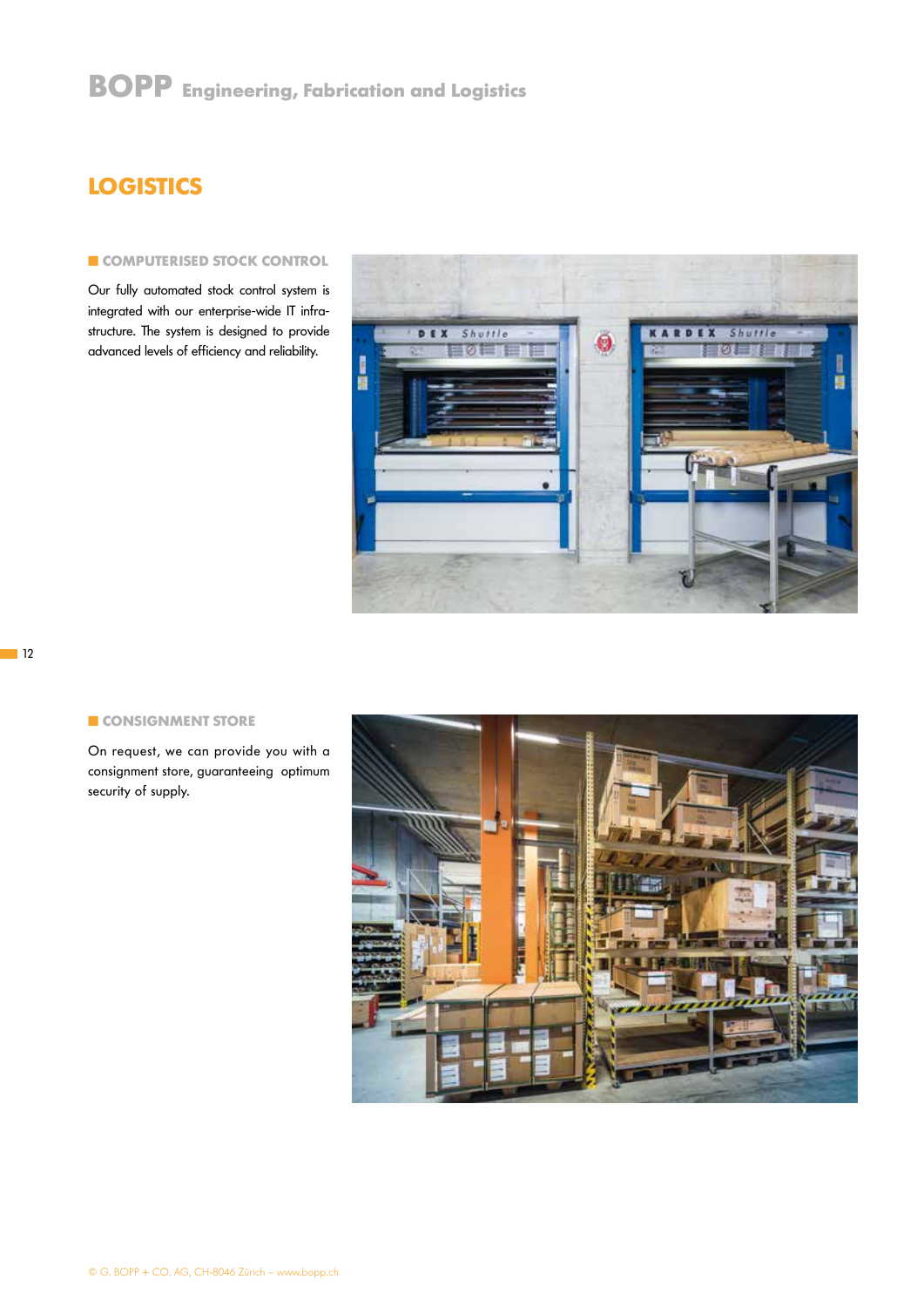## LOGISTICS

### COMPUTERISED STOCK CONTROL

Our fully automated stock control system is integrated with our enterprise-wide IT infrastructure. The system is designed to provide advanced levels of efficiency and reliability.

### CONSIGNMENT STORE

On request, we can provide you with a consignment store, guaranteeing optimum security of supply.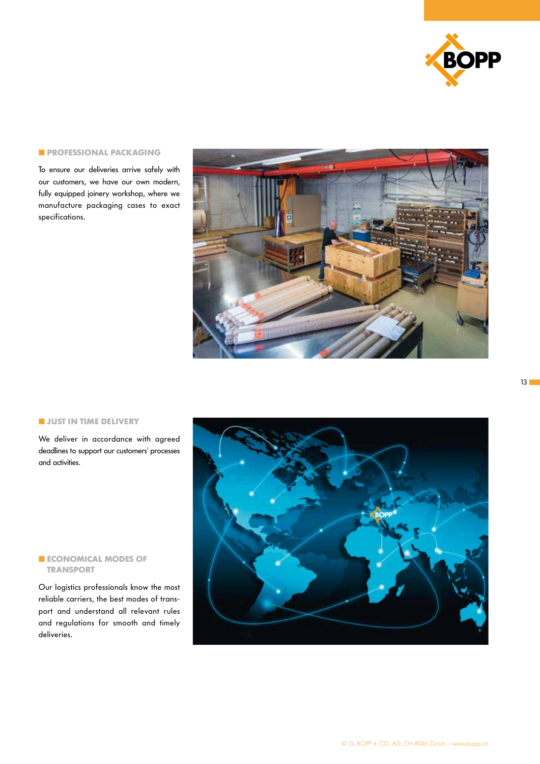## PROFESSIONAL PACKAGING

To ensure our deliveries arrive safely with our customers, we have our own modern, fully equipped joinery workshop, where we manufacture packaging cases to exact specifications.

## JUST IN TIME DELIVERY

We deliver in accordance with agreed deadlines to support our customers' processes and activities.

## ECONOMICAL MODES OF TRANSPORT

Our logistics professionals know the most reliable carriers, the best modes of transport and understand all relevant rules and regulations for smooth and timely deliveries.

© G. BOPP + CO. AG, CH-8046 Zürich – www.bopp.ch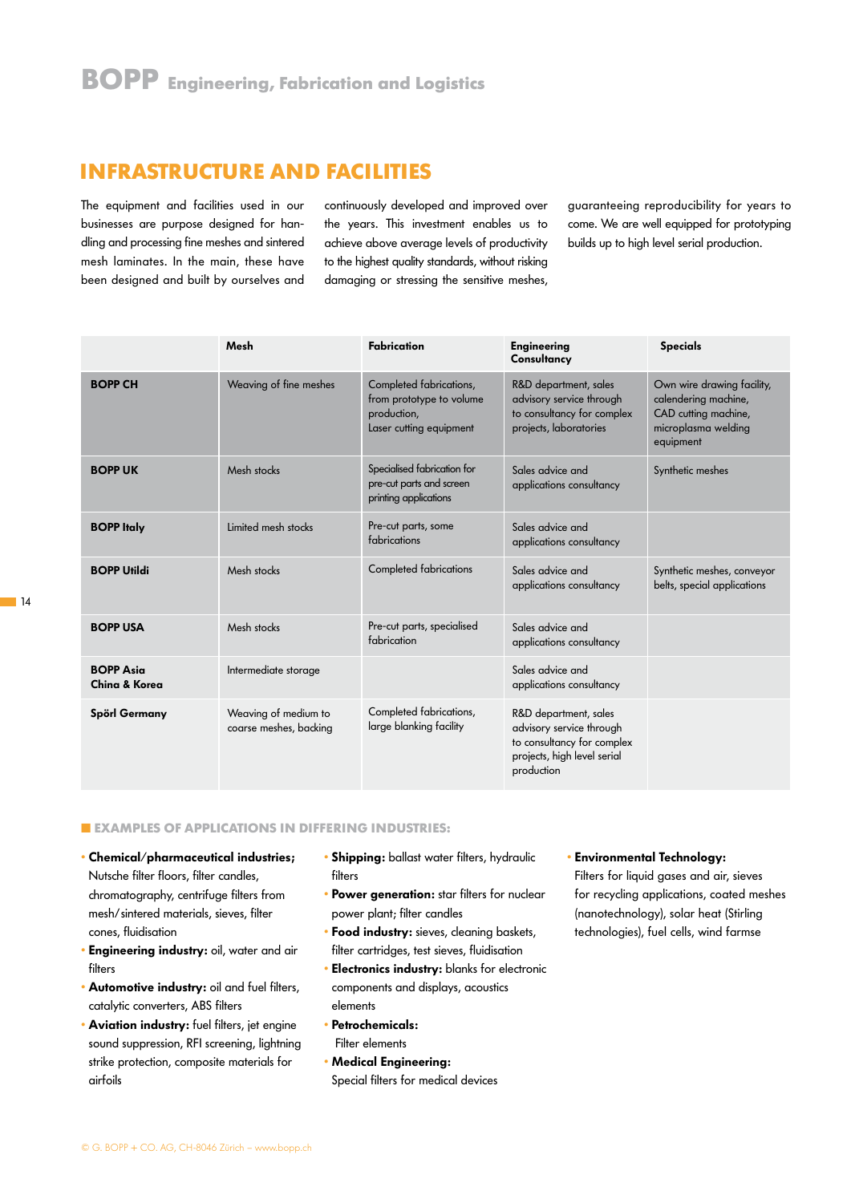## INFRASTRUCTURE AND FACILITIES

The equipment and facilities used in our businesses are purpose designed for handling and processing fine meshes and sintered mesh laminates. In the main, these have been designed and built by ourselves and continuously developed and improved over the years. This investment enables us to achieve above average levels of productivity to the highest quality standards, without risking damaging or stressing the sensitive meshes, guaranteeing reproducibility for years to come. We are well equipped for prototyping builds up to high level serial production.

| | Mesh | Fabrication | Engineering Consultancy | Specials |
|---|---|---|---|---|
| **BOPP CH** | Weaving of fine meshes | Completed fabrications, from prototype to volume production, Laser cutting equipment | R&D department, sales advisory service through to consultancy for complex projects, laboratories | Own wire drawing facility, calendering machine, CAD cutting machine, microplasma welding equipment |
| **BOPP UK** | Mesh stocks | Specialised fabrication for pre-cut parts and screen printing applications | Sales advice and applications consultancy | Synthetic meshes |
| **BOPP Italy** | Limited mesh stocks | Pre-cut parts, some fabrications | Sales advice and applications consultancy | |
| **BOPP Utildi** | Mesh stocks | Completed fabrications | Sales advice and applications consultancy | Synthetic meshes, conveyor belts, special applications |
| **BOPP USA** | Mesh stocks | Pre-cut parts, specialised fabrication | Sales advice and applications consultancy | |
| **BOPP Asia China & Korea** | Intermediate storage | | Sales advice and applications consultancy | |
| **Spörl Germany** | Weaving of medium to coarse meshes, backing | Completed fabrications, large blanking facility | R&D department, sales advisory service through to consultancy for complex projects, high level serial production | |

### EXAMPLES OF APPLICATIONS IN DIFFERING INDUSTRIES:

- **Chemical/pharmaceutical industries;** Nutsche filter floors, filter candles, chromatography, centrifuge filters from mesh/sintered materials, sieves, filter cones, fluidisation
- **Engineering industry:** oil, water and air filters
- **Automotive industry:** oil and fuel filters, catalytic converters, ABS filters
- **Aviation industry:** fuel filters, jet engine sound suppression, RFI screening, lightning strike protection, composite materials for airfoils
- **Shipping:** ballast water filters, hydraulic filters
- **Power generation:** star filters for nuclear power plant; filter candles
- **Food industry:** sieves, cleaning baskets, filter cartridges, test sieves, fluidisation
- **Electronics industry:** blanks for electronic components and displays, acoustics elements
- **Petrochemicals:** Filter elements
- **Medical Engineering:** Special filters for medical devices
- **Environmental Technology:** Filters for liquid gases and air, sieves for recycling applications, coated meshes (nanotechnology), solar heat (Stirling technologies), fuel cells, wind farmse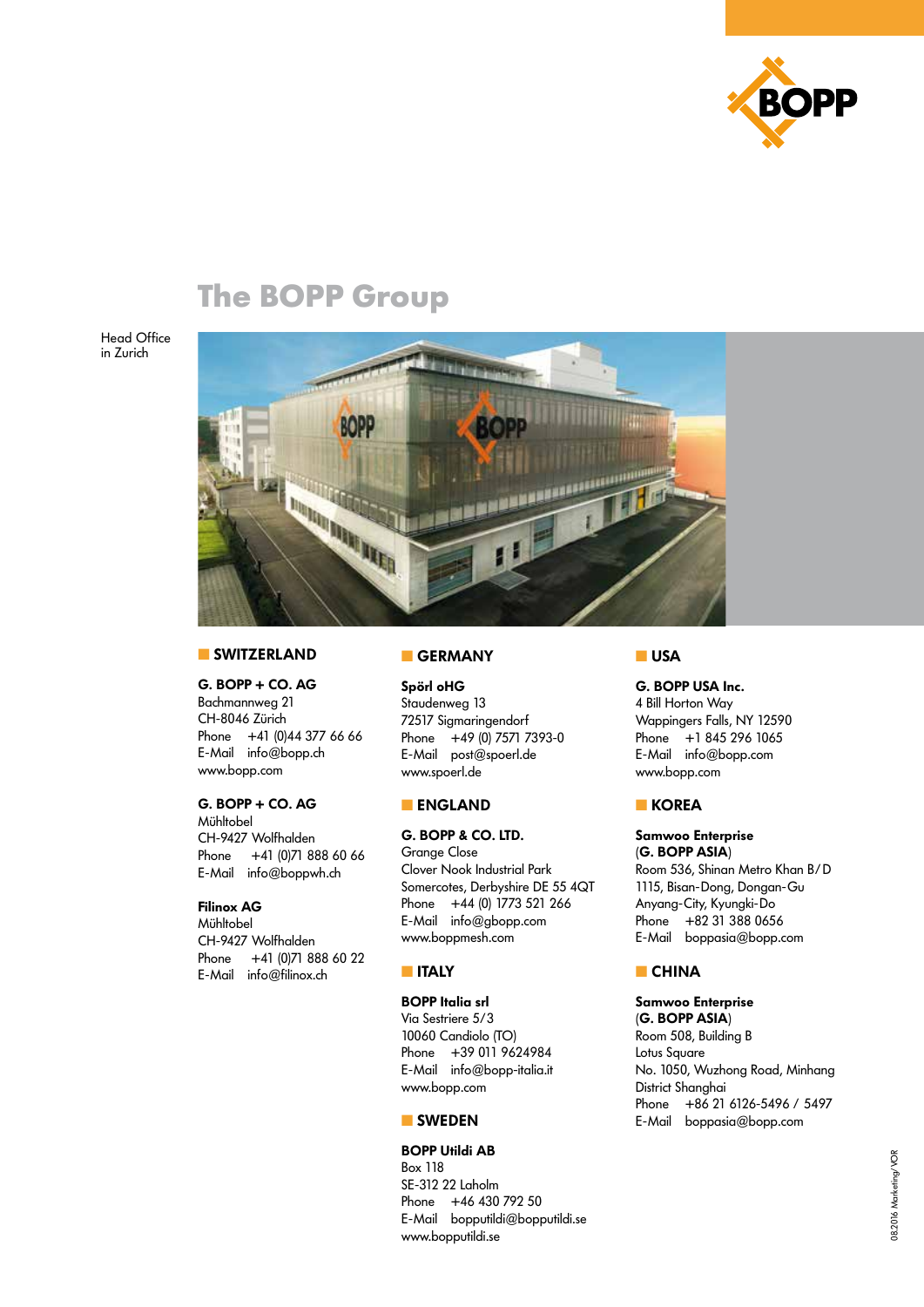# The BOPP Group

Head Office in Zurich

## SWITZERLAND

**G. BOPP + CO. AG**
Bachmannweg 21
CH-8046 Zürich
Phone +41 (0)44 377 66 66
E-Mail info@bopp.ch
www.bopp.com

**G. BOPP + CO. AG**
Mühltobel
CH-9427 Wolfhalden
Phone +41 (0)71 888 60 66
E-Mail info@boppwh.ch

**Filinox AG**
Mühltobel
CH-9427 Wolfhalden
Phone +41 (0)71 888 60 22
E-Mail info@filinox.ch

## GERMANY

**Spörl oHG**
Staudenweg 13
72517 Sigmaringendorf
Phone +49 (0) 7571 7393-0
E-Mail post@spoerl.de
www.spoerl.de

## ENGLAND

**G. BOPP & CO. LTD.**
Grange Close
Clover Nook Industrial Park
Somercotes, Derbyshire DE 55 4QT
Phone +44 (0) 1773 521 266
E-Mail info@gbopp.com
www.boppmesh.com

## ITALY

**BOPP Italia srl**
Via Sestriere 5/3
10060 Candiolo (TO)
Phone +39 011 9624984
E-Mail info@bopp-italia.it
www.bopp.com

## SWEDEN

**BOPP Utildi AB**
Box 118
SE-312 22 Laholm
Phone +46 430 792 50
E-Mail bopputildi@bopputildi.se
www.bopputildi.se

## USA

**G. BOPP USA Inc.**
4 Bill Horton Way
Wappingers Falls, NY 12590
Phone +1 845 296 1065
E-Mail info@bopp.com
www.bopp.com

## KOREA

**Samwoo Enterprise**
(**G. BOPP ASIA**)
Room 536, Shinan Metro Khan B/D
1115, Bisan-Dong, Dongan-Gu
Anyang-City, Kyungki-Do
Phone +82 31 388 0656
E-Mail boppasia@bopp.com

## CHINA

**Samwoo Enterprise**
(**G. BOPP ASIA**)
Room 508, Building B
Lotus Square
No. 1050, Wuzhong Road, Minhang
District Shanghai
Phone +86 21 6126-5496 / 5497
E-Mail boppasia@bopp.com

08.2016 Marketing/VOR